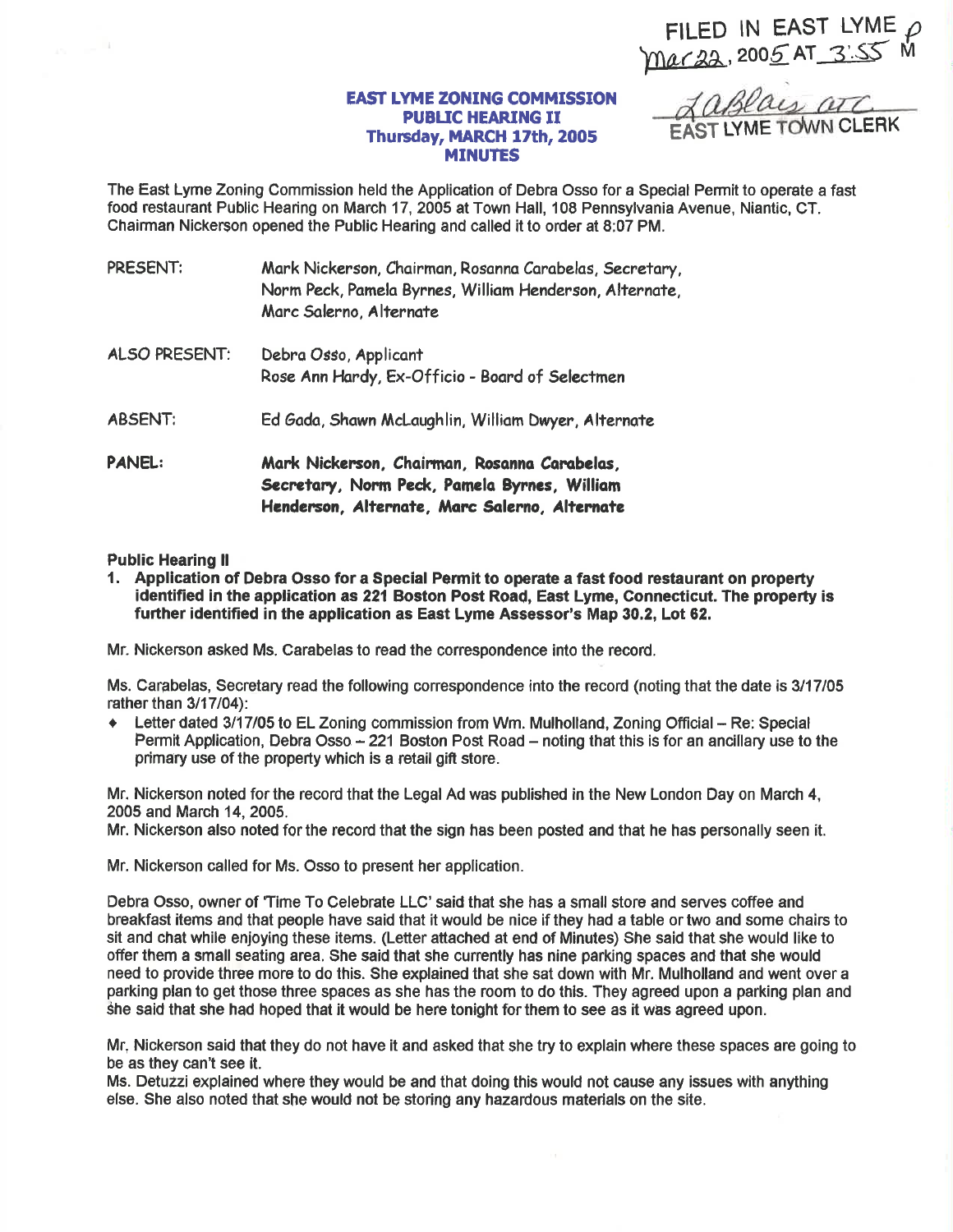FILED IN EAST LYME
Mar 22, 2005 AT 3:55 PM

Laflair, atc
EAST LYME TOWN CLERK

# EAST LYME ZONING COMMISSION
## PUBLIC HEARING II
## Thursday, MARCH 17th, 2005
## MINUTES

The East Lyme Zoning Commission held the Application of Debra Osso for a Special Permit to operate a fast food restaurant Public Hearing on March 17, 2005 at Town Hall, 108 Pennsylvania Avenue, Niantic, CT. Chairman Nickerson opened the Public Hearing and called it to order at 8:07 PM.

PRESENT: Mark Nickerson, Chairman, Rosanna Carabelas, Secretary, Norm Peck, Pamela Byrnes, William Henderson, Alternate, Marc Salerno, Alternate

ALSO PRESENT: Debra Osso, Applicant
Rose Ann Hardy, Ex-Officio - Board of Selectmen

ABSENT: Ed Gada, Shawn McLaughlin, William Dwyer, Alternate

**PANEL: Mark Nickerson, Chairman, Rosanna Carabelas, Secretary, Norm Peck, Pamela Byrnes, William Henderson, Alternate, Marc Salerno, Alternate**

**Public Hearing II**

1. **Application of Debra Osso for a Special Permit to operate a fast food restaurant on property identified in the application as 221 Boston Post Road, East Lyme, Connecticut. The property is further identified in the application as East Lyme Assessor's Map 30.2, Lot 62.**

Mr. Nickerson asked Ms. Carabelas to read the correspondence into the record.

Ms. Carabelas, Secretary read the following correspondence into the record (noting that the date is 3/17/05 rather than 3/17/04):

- Letter dated 3/17/05 to EL Zoning commission from Wm. Mulholland, Zoning Official – Re: Special Permit Application, Debra Osso – 221 Boston Post Road – noting that this is for an ancillary use to the primary use of the property which is a retail gift store.

Mr. Nickerson noted for the record that the Legal Ad was published in the New London Day on March 4, 2005 and March 14, 2005.
Mr. Nickerson also noted for the record that the sign has been posted and that he has personally seen it.

Mr. Nickerson called for Ms. Osso to present her application.

Debra Osso, owner of 'Time To Celebrate LLC' said that she has a small store and serves coffee and breakfast items and that people have said that it would be nice if they had a table or two and some chairs to sit and chat while enjoying these items. (Letter attached at end of Minutes) She said that she would like to offer them a small seating area. She said that she currently has nine parking spaces and that she would need to provide three more to do this. She explained that she sat down with Mr. Mulholland and went over a parking plan to get those three spaces as she has the room to do this. They agreed upon a parking plan and she said that she had hoped that it would be here tonight for them to see as it was agreed upon.

Mr. Nickerson said that they do not have it and asked that she try to explain where these spaces are going to be as they can't see it.
Ms. Detuzzi explained where they would be and that doing this would not cause any issues with anything else. She also noted that she would not be storing any hazardous materials on the site.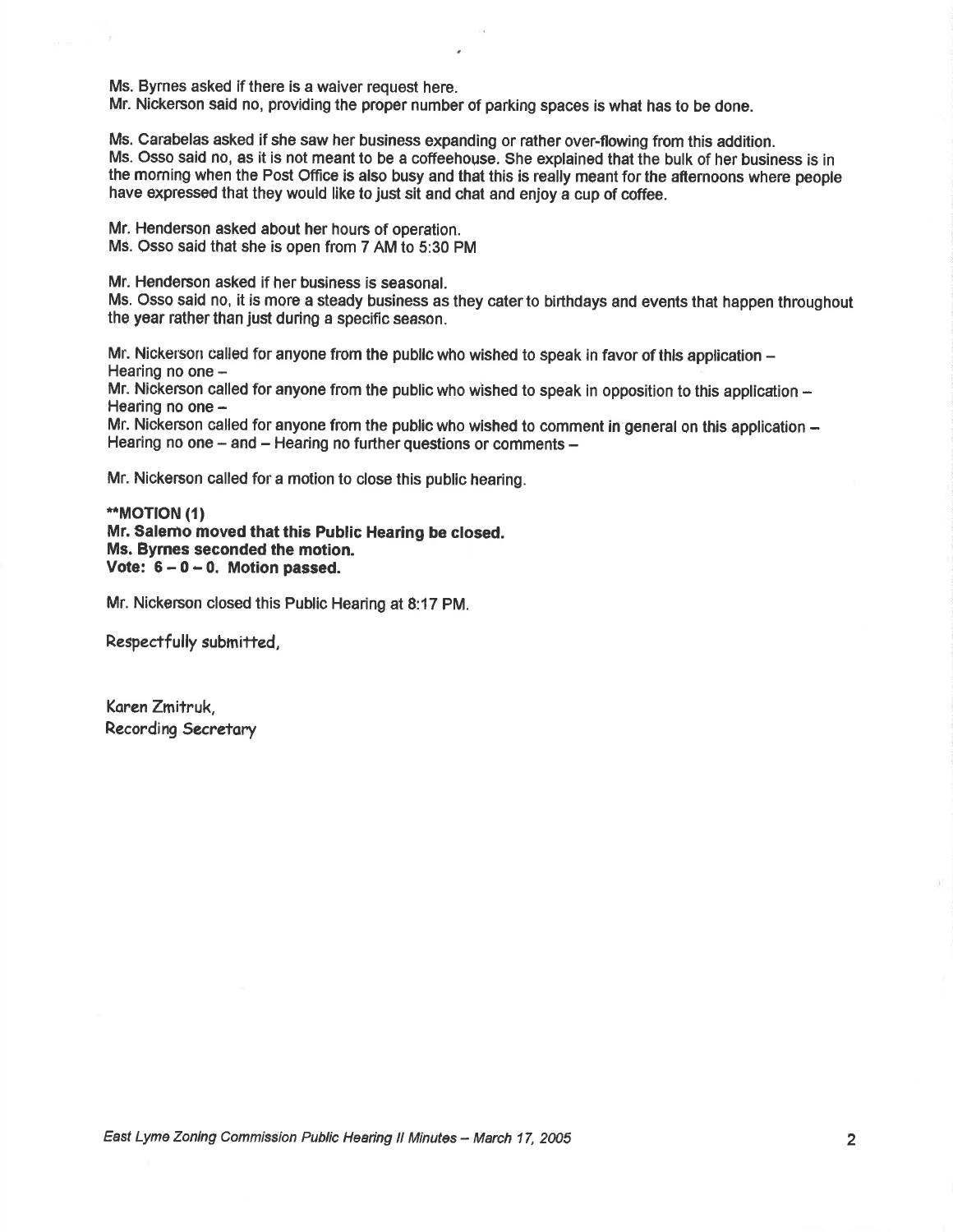Ms. Byrnes asked if there is a waiver request here.
Mr. Nickerson said no, providing the proper number of parking spaces is what has to be done.

Ms. Carabelas asked if she saw her business expanding or rather over-flowing from this addition.
Ms. Osso said no, as it is not meant to be a coffeehouse. She explained that the bulk of her business is in the morning when the Post Office is also busy and that this is really meant for the afternoons where people have expressed that they would like to just sit and chat and enjoy a cup of coffee.

Mr. Henderson asked about her hours of operation.
Ms. Osso said that she is open from 7 AM to 5:30 PM

Mr. Henderson asked if her business is seasonal.
Ms. Osso said no, it is more a steady business as they cater to birthdays and events that happen throughout the year rather than just during a specific season.

Mr. Nickerson called for anyone from the public who wished to speak in favor of this application –
Hearing no one –
Mr. Nickerson called for anyone from the public who wished to speak in opposition to this application –
Hearing no one –
Mr. Nickerson called for anyone from the public who wished to comment in general on this application –
Hearing no one – and – Hearing no further questions or comments –

Mr. Nickerson called for a motion to close this public hearing.

**\*\*MOTION (1)**
**Mr. Salemo moved that this Public Hearing be closed.**
**Ms. Byrnes seconded the motion.**
**Vote: 6 – 0 – 0. Motion passed.**

Mr. Nickerson closed this Public Hearing at 8:17 PM.

Respectfully submitted,

Karen Zmitruk,
Recording Secretary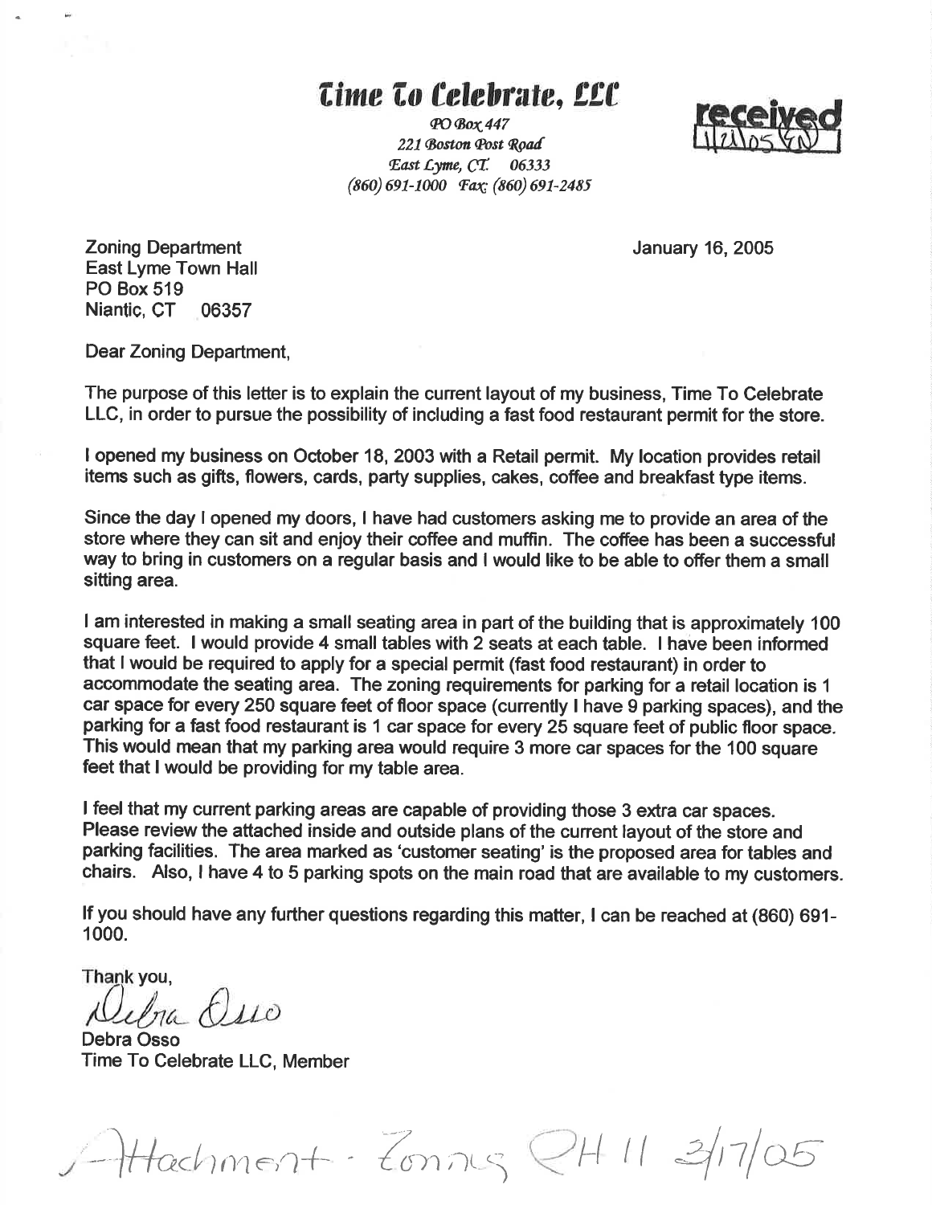# *Time To Celebrate, LLC*

*PO Box 447*
*221 Boston Post Road*
*East Lyme, CT 06333*
*(860) 691-1000 Fax: (860) 691-2485*

received 1/21/05

Zoning Department
East Lyme Town Hall
PO Box 519
Niantic, CT 06357

January 16, 2005

Dear Zoning Department,

The purpose of this letter is to explain the current layout of my business, Time To Celebrate LLC, in order to pursue the possibility of including a fast food restaurant permit for the store.

I opened my business on October 18, 2003 with a Retail permit. My location provides retail items such as gifts, flowers, cards, party supplies, cakes, coffee and breakfast type items.

Since the day I opened my doors, I have had customers asking me to provide an area of the store where they can sit and enjoy their coffee and muffin. The coffee has been a successful way to bring in customers on a regular basis and I would like to be able to offer them a small sitting area.

I am interested in making a small seating area in part of the building that is approximately 100 square feet. I would provide 4 small tables with 2 seats at each table. I have been informed that I would be required to apply for a special permit (fast food restaurant) in order to accommodate the seating area. The zoning requirements for parking for a retail location is 1 car space for every 250 square feet of floor space (currently I have 9 parking spaces), and the parking for a fast food restaurant is 1 car space for every 25 square feet of public floor space. This would mean that my parking area would require 3 more car spaces for the 100 square feet that I would be providing for my table area.

I feel that my current parking areas are capable of providing those 3 extra car spaces. Please review the attached inside and outside plans of the current layout of the store and parking facilities. The area marked as 'customer seating' is the proposed area for tables and chairs. Also, I have 4 to 5 parking spots on the main road that are available to my customers.

If you should have any further questions regarding this matter, I can be reached at (860) 691-1000.

Thank you,

*Debra Osso*

Debra Osso
Time To Celebrate LLC, Member

Attachment - Zoning PH II 3/17/05